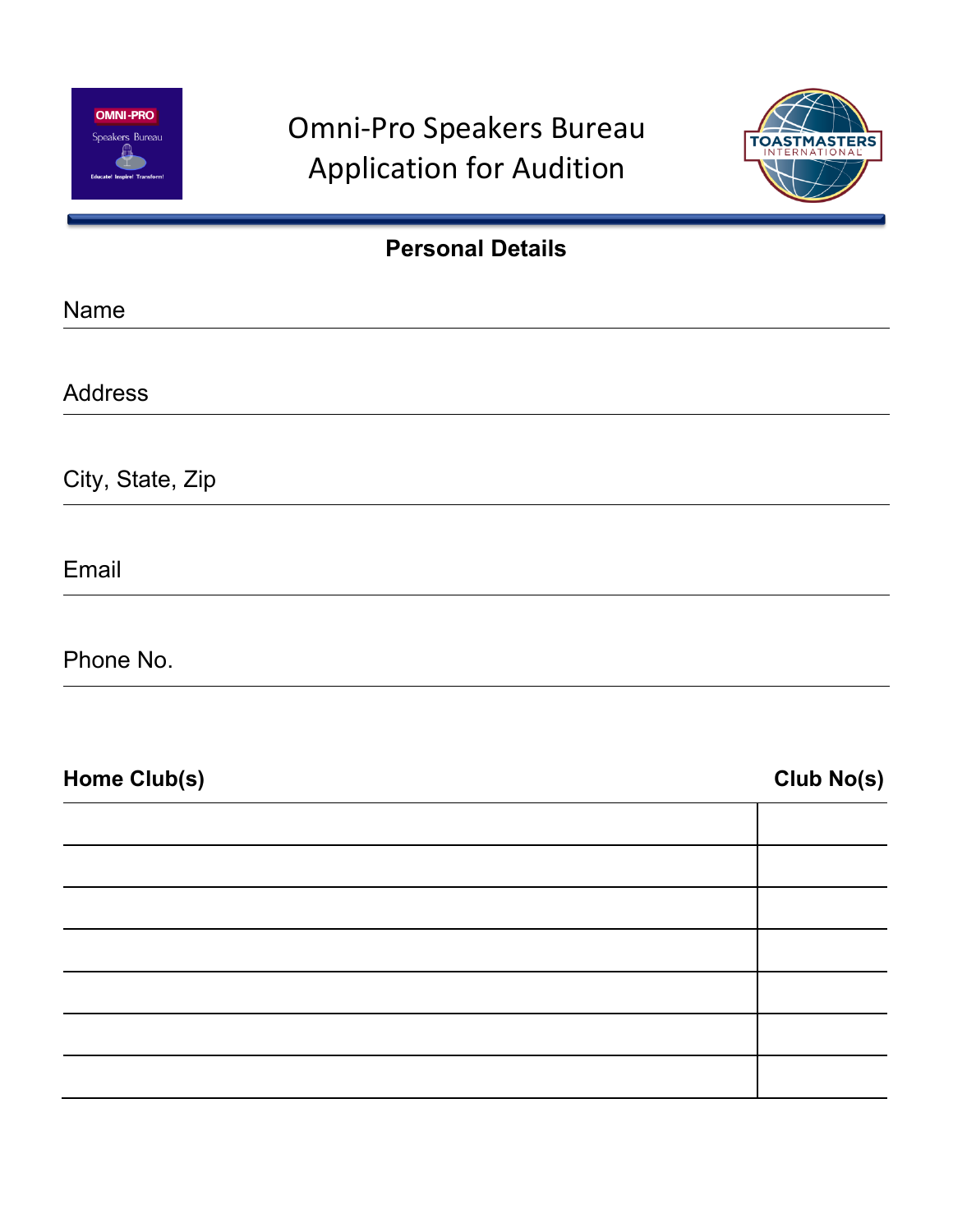# Omni-Pro Speakers Bureau
# Application for Audition

## Personal Details

Name

Address

City, State, Zip

Email

Phone No.

| Home Club(s) | Club No(s) |
|---|---|
| | |
| | |
| | |
| | |
| | |
| | |
| | |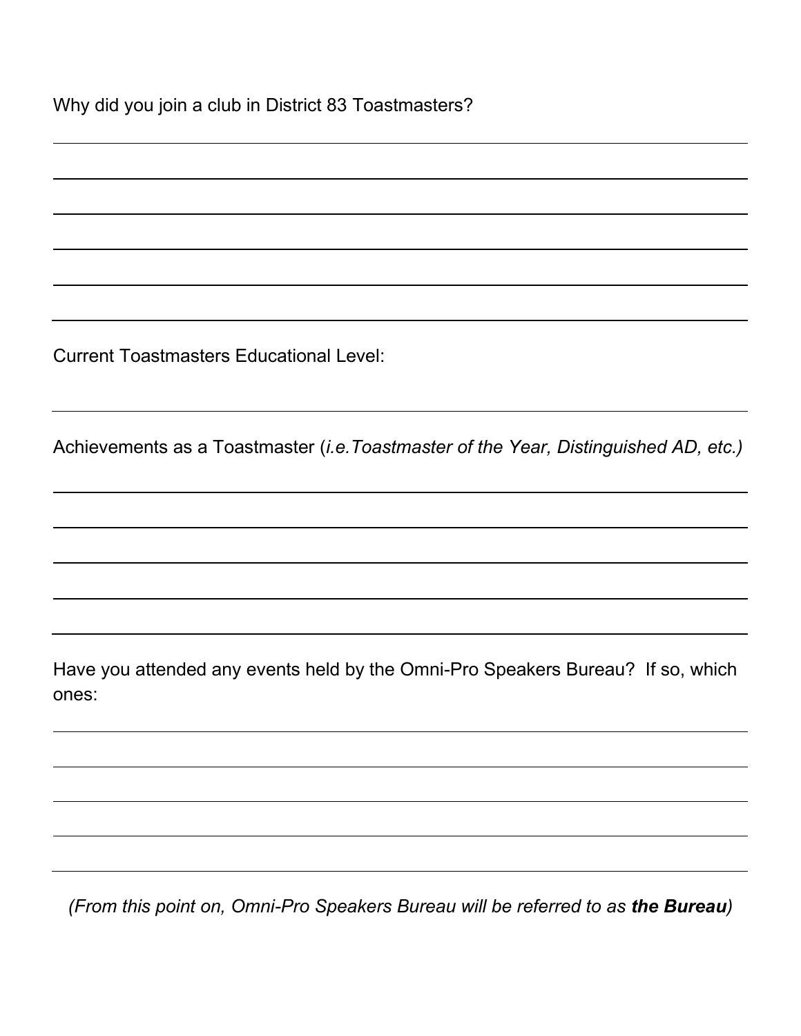Why did you join a club in District 83 Toastmasters?

Current Toastmasters Educational Level:

Achievements as a Toastmaster (*i.e.Toastmaster of the Year, Distinguished AD, etc.)*

Have you attended any events held by the Omni-Pro Speakers Bureau? If so, which ones:

*(From this point on, Omni-Pro Speakers Bureau will be referred to as **the Bureau**)*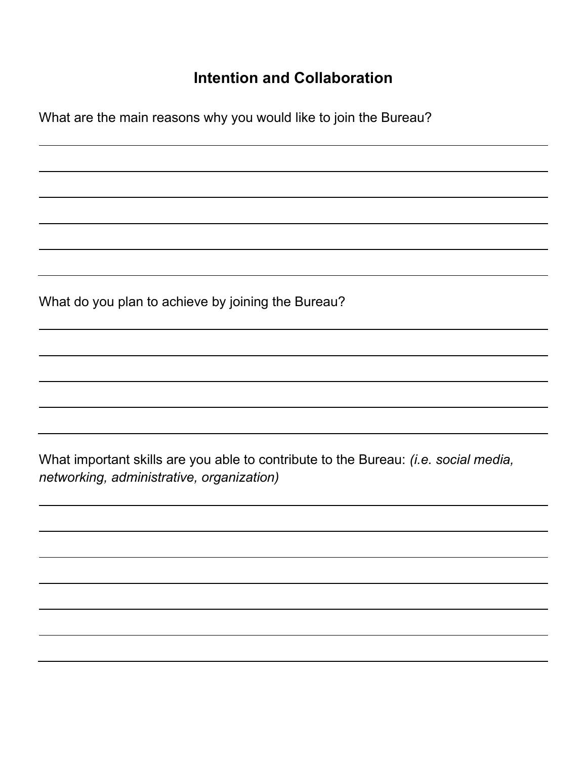## Intention and Collaboration

What are the main reasons why you would like to join the Bureau?

What do you plan to achieve by joining the Bureau?

What important skills are you able to contribute to the Bureau: *(i.e. social media, networking, administrative, organization)*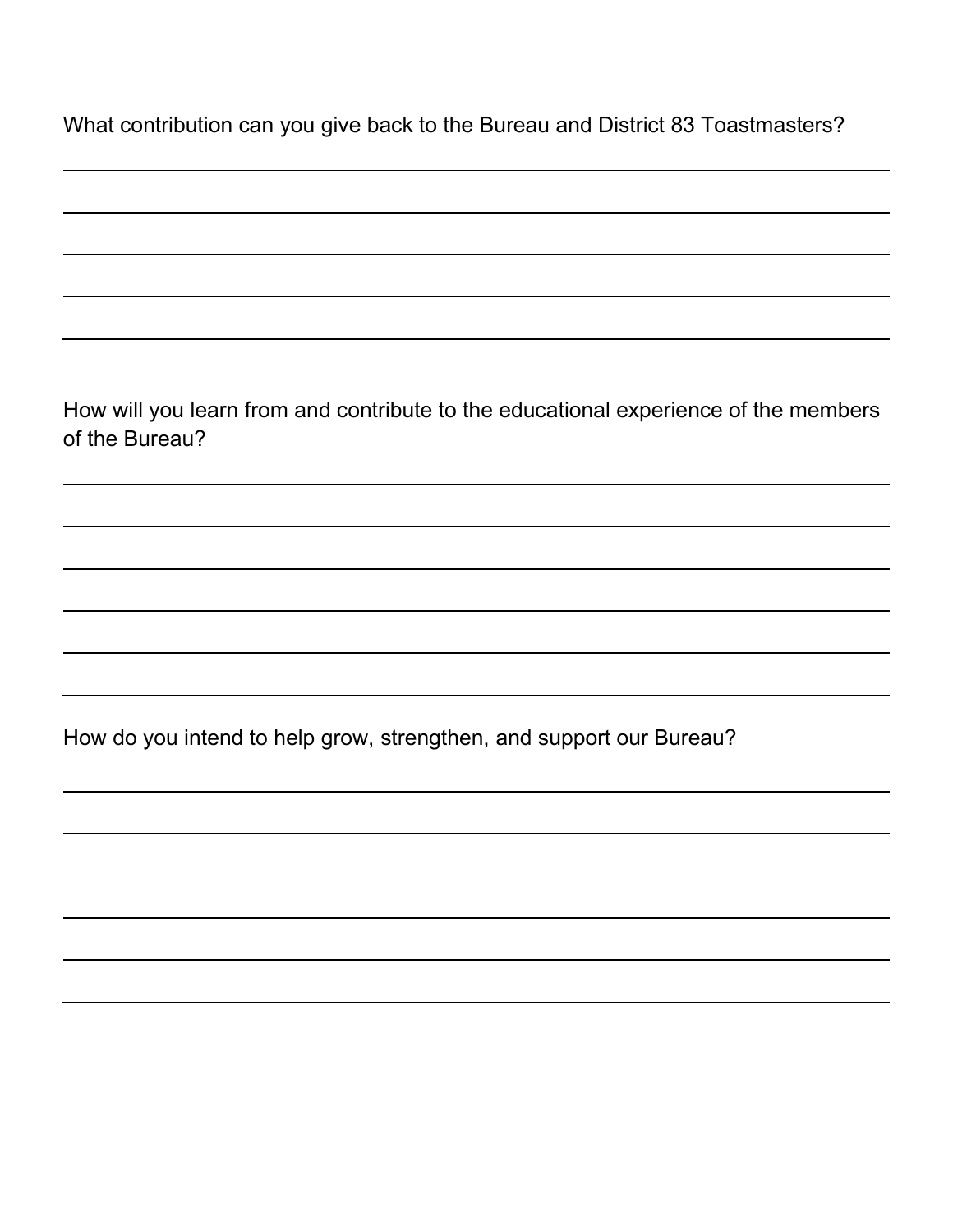What contribution can you give back to the Bureau and District 83 Toastmasters?

How will you learn from and contribute to the educational experience of the members of the Bureau?

How do you intend to help grow, strengthen, and support our Bureau?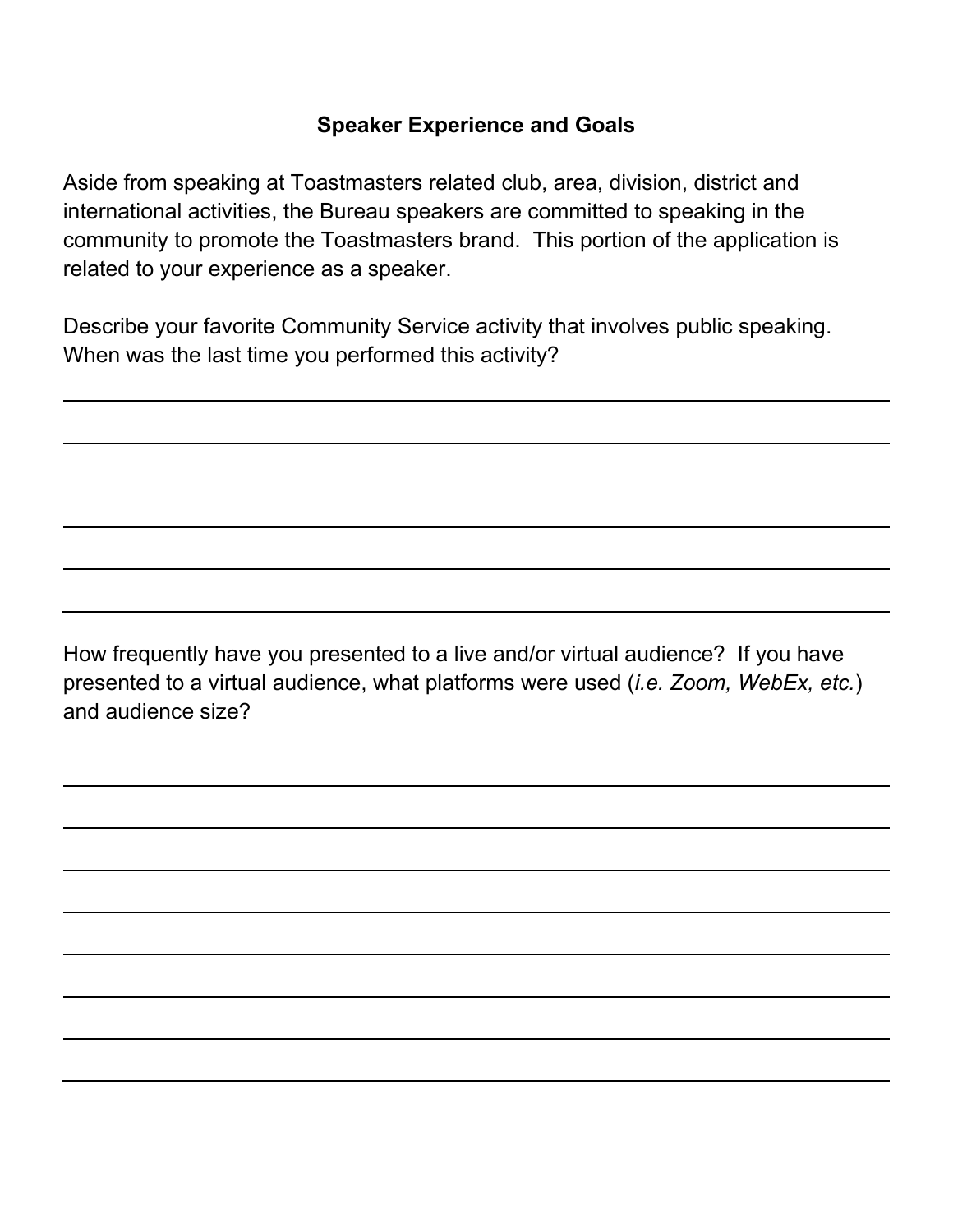**Speaker Experience and Goals**

Aside from speaking at Toastmasters related club, area, division, district and international activities, the Bureau speakers are committed to speaking in the community to promote the Toastmasters brand. This portion of the application is related to your experience as a speaker.

Describe your favorite Community Service activity that involves public speaking. When was the last time you performed this activity?

______________________________________________________________________

______________________________________________________________________

______________________________________________________________________

______________________________________________________________________

______________________________________________________________________

______________________________________________________________________

How frequently have you presented to a live and/or virtual audience? If you have presented to a virtual audience, what platforms were used (*i.e. Zoom, WebEx, etc.*) and audience size?

______________________________________________________________________

______________________________________________________________________

______________________________________________________________________

______________________________________________________________________

______________________________________________________________________

______________________________________________________________________

______________________________________________________________________

______________________________________________________________________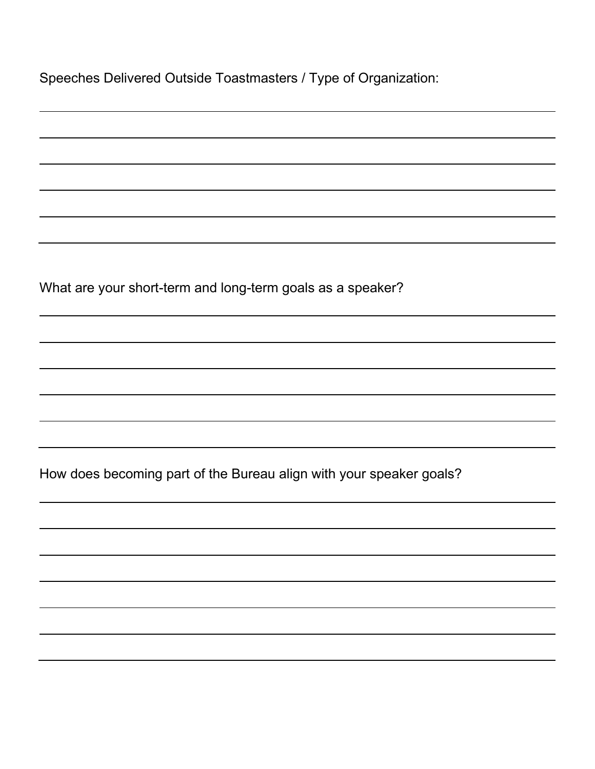Speeches Delivered Outside Toastmasters / Type of Organization:

What are your short-term and long-term goals as a speaker?

How does becoming part of the Bureau align with your speaker goals?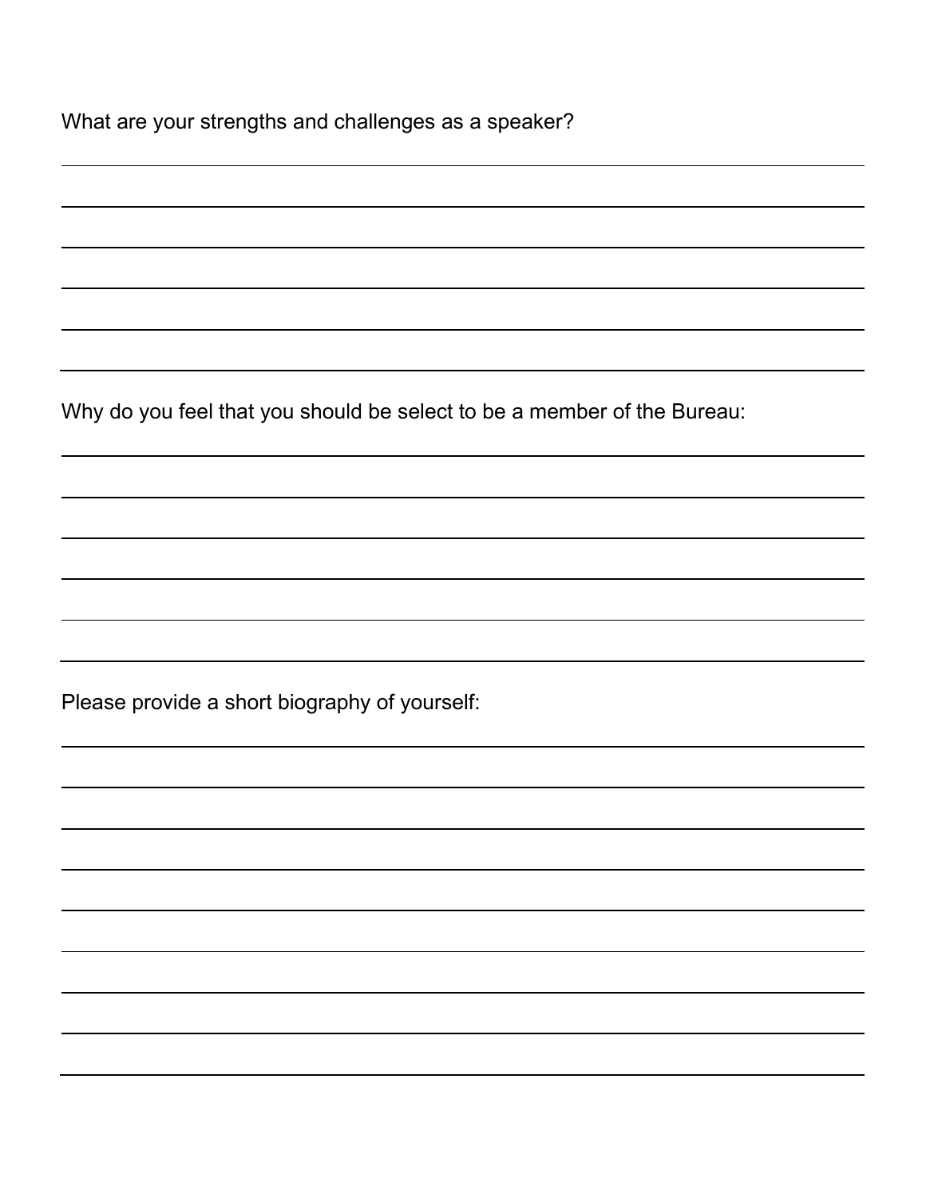What are your strengths and challenges as a speaker?

Why do you feel that you should be select to be a member of the Bureau:

Please provide a short biography of yourself: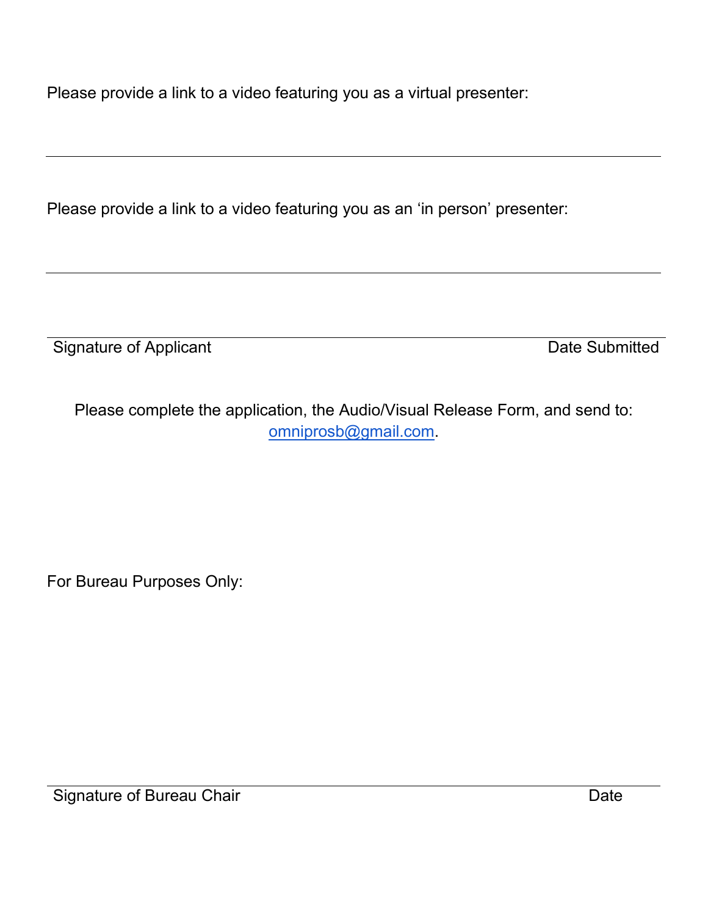Please provide a link to a video featuring you as a virtual presenter:

\_\_\_\_\_\_\_\_\_\_\_\_\_\_\_\_\_\_\_\_\_\_\_\_\_\_\_\_\_\_\_\_\_\_\_\_\_\_\_\_\_\_\_\_\_\_\_\_\_\_\_\_\_\_\_\_\_\_

Please provide a link to a video featuring you as an 'in person' presenter:

\_\_\_\_\_\_\_\_\_\_\_\_\_\_\_\_\_\_\_\_\_\_\_\_\_\_\_\_\_\_\_\_\_\_\_\_\_\_\_\_\_\_\_\_\_\_\_\_\_\_\_\_\_\_\_\_\_\_

\_\_\_\_\_\_\_\_\_\_\_\_\_\_\_\_\_\_\_\_\_\_\_\_\_\_\_\_\_\_\_\_\_\_\_\_\_\_\_\_\_\_\_\_\_\_\_\_\_\_\_\_\_\_\_\_\_\_

Signature of Applicant                                                                                    Date Submitted

Please complete the application, the Audio/Visual Release Form, and send to: omniprosb@gmail.com.

For Bureau Purposes Only:

\_\_\_\_\_\_\_\_\_\_\_\_\_\_\_\_\_\_\_\_\_\_\_\_\_\_\_\_\_\_\_\_\_\_\_\_\_\_\_\_\_\_\_\_\_\_\_\_\_\_\_\_\_\_\_\_\_\_

Signature of Bureau Chair                                                                                    Date